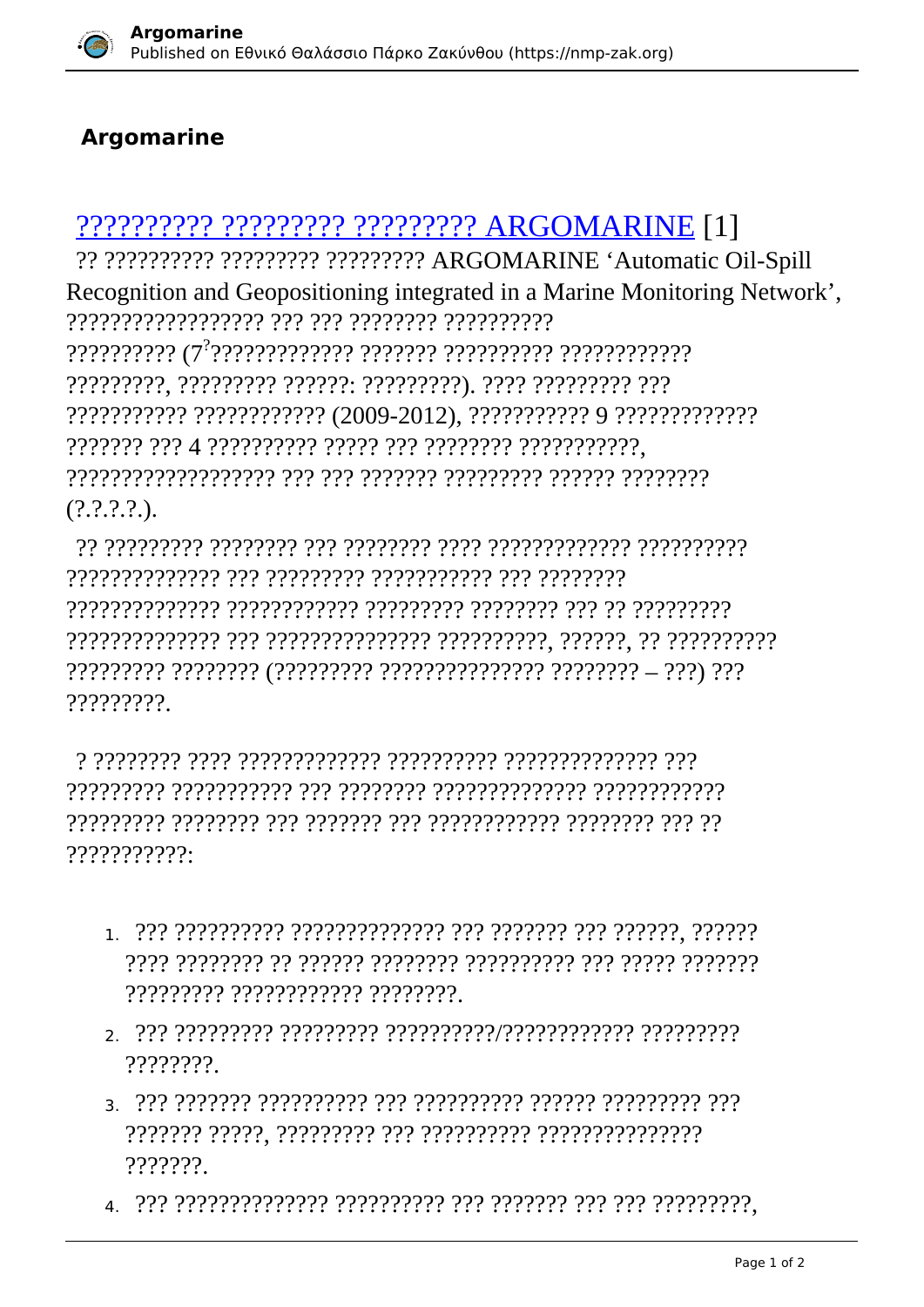# Argomarine

## ?????????? ????????? ????????? ARGOMARINE [1]

?? ?????????? ????????? ????????? ARGOMARINE 'Automatic Oil-Spill Recognition and Geopositioning integrated in a Marine Monitoring Network', ?????????????????? ??? ??? ???????? ?????????? ?????????? (7?????????????? ??????? ?????????? ???????????? ?????????, ????????? ??????: ?????????). ???? ????????? ??? ??????????? ???????????? (2009-2012), ??????????? 9 ????????????? ??????? ??? 4 ?????????? ????? ??? ???????? ???????????, ??????????????????? ??? ??? ??????? ????????? ?????? ???????? (?.?.?.?.).

?? ????????? ???????? ??? ???????? ???? ????????????? ?????????? ?????????????? ??? ????????? ??????????? ??? ???????? ?????????????? ???????????? ????????? ???????? ??? ?? ????????? ?????????????? ??? ??????????????? ??????????, ??????, ?? ?????????? ????????? ???????? (????????? ??????????????? ???????? – ???) ??? ?????????.

? ???????? ???? ????????????? ?????????? ?????????????? ??? ????????? ??????????? ??? ???????? ????????????? ???????????? ????????? ???????? ??? ??????? ??? ???????????? ???????? ??? ?? ???????????:

1. ??? ?????????? ?????????????? ??? ??????? ??? ??????, ?????? ???? ???????? ?? ?????? ???????? ?????????? ??? ????? ??????? ????????? ???????????? ????????.
2. ??? ????????? ????????? ??????????/???????????? ????????? ????????.
3. ??? ??????? ?????????? ??? ?????????? ?????? ????????? ??? ??????? ?????, ????????? ??? ?????????? ??????????????? ???????.
4. ??? ?????????????? ?????????? ??? ??????? ??? ??? ?????????,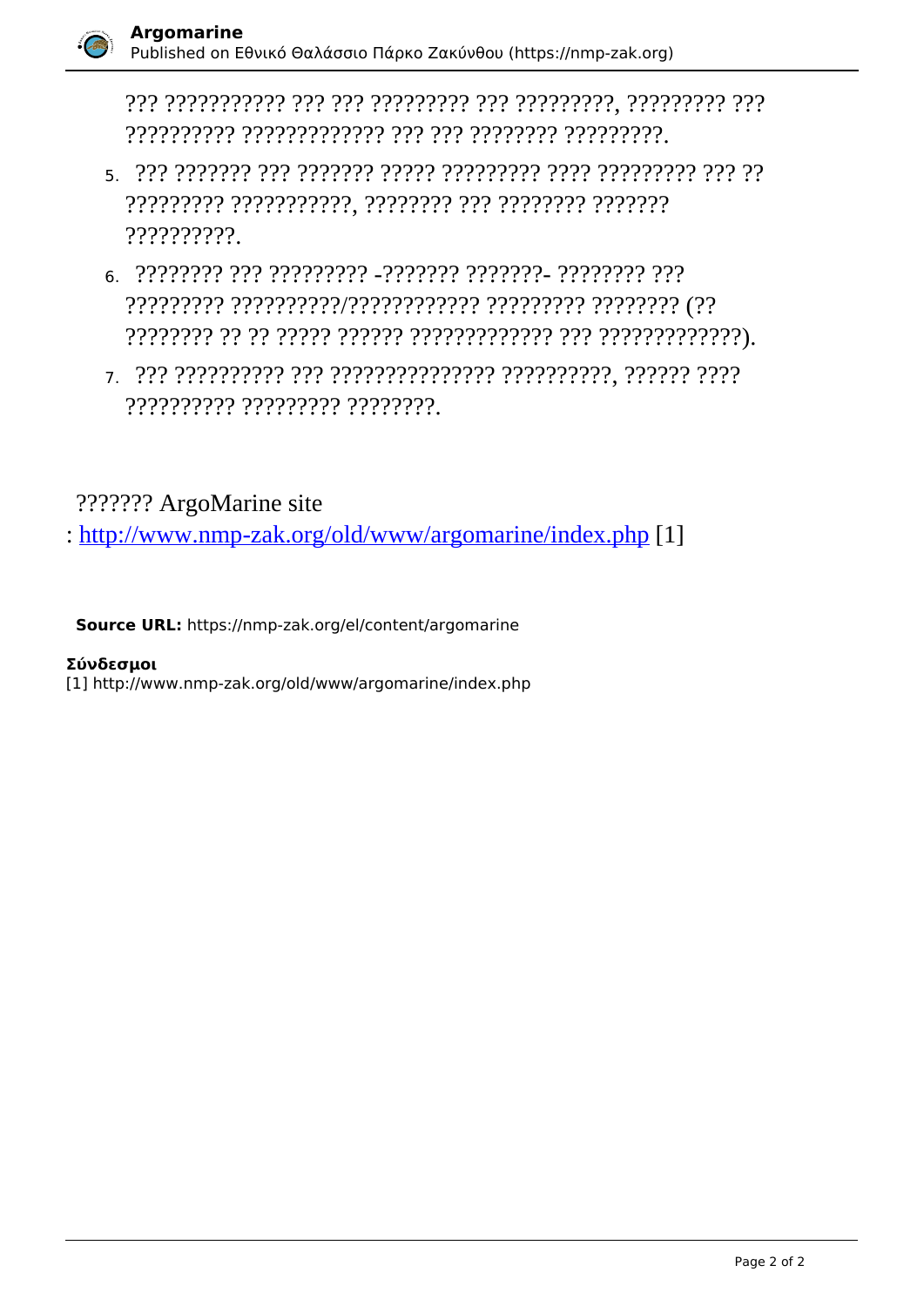??? ??????????? ??? ??? ????????? ??? ?????????, ????????? ??? ?????????? ????????????? ??? ??? ???????? ?????????.

5. ??? ??????? ??? ??????? ????? ????????? ???? ????????? ??? ?? ????????? ???????????, ???????? ??? ???????? ??????? ??????????.
6. ???????? ??? ????????? -??????? ???????- ???????? ??? ????????? ??????????/???????????? ????????? ???????? (?? ???????? ?? ?? ????? ?????? ????????????? ??? ?????????????).
7. ??? ?????????? ??? ??????????????? ??????????, ?????? ???? ?????????? ????????? ????????.

??????? ArgoMarine site
: http://www.nmp-zak.org/old/www/argomarine/index.php [1]

**Source URL:** https://nmp-zak.org/el/content/argomarine

**Σύνδεσμοι**
[1] http://www.nmp-zak.org/old/www/argomarine/index.php